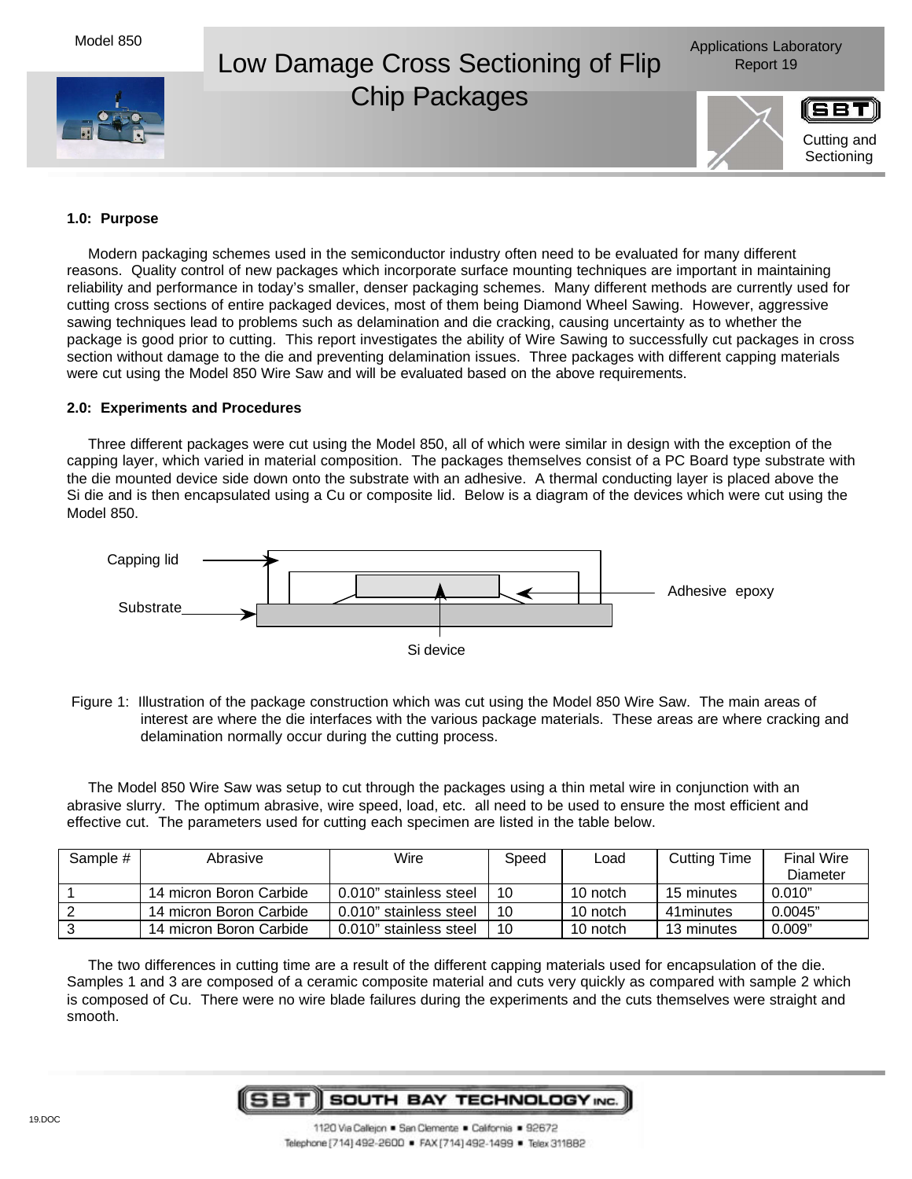Model 850

# Low Damage Cross Sectioning of Flip Chip Packages

Applications Laboratory Report 19

Cutting and Sectioning

## 1.0: Purpose

Modern packaging schemes used in the semiconductor industry often need to be evaluated for many different reasons. Quality control of new packages which incorporate surface mounting techniques are important in maintaining reliability and performance in today's smaller, denser packaging schemes. Many different methods are currently used for cutting cross sections of entire packaged devices, most of them being Diamond Wheel Sawing. However, aggressive sawing techniques lead to problems such as delamination and die cracking, causing uncertainty as to whether the package is good prior to cutting. This report investigates the ability of Wire Sawing to successfully cut packages in cross section without damage to the die and preventing delamination issues. Three packages with different capping materials were cut using the Model 850 Wire Saw and will be evaluated based on the above requirements.

## 2.0: Experiments and Procedures

Three different packages were cut using the Model 850, all of which were similar in design with the exception of the capping layer, which varied in material composition. The packages themselves consist of a PC Board type substrate with the die mounted device side down onto the substrate with an adhesive. A thermal conducting layer is placed above the Si die and is then encapsulated using a Cu or composite lid. Below is a diagram of the devices which were cut using the Model 850.

Capping lid

Substrate

Adhesive epoxy

Si device

Figure 1: Illustration of the package construction which was cut using the Model 850 Wire Saw. The main areas of interest are where the die interfaces with the various package materials. These areas are where cracking and delamination normally occur during the cutting process.

The Model 850 Wire Saw was setup to cut through the packages using a thin metal wire in conjunction with an abrasive slurry. The optimum abrasive, wire speed, load, etc. all need to be used to ensure the most efficient and effective cut. The parameters used for cutting each specimen are listed in the table below.

| Sample # | Abrasive | Wire | Speed | Load | Cutting Time | Final Wire Diameter |
|---|---|---|---|---|---|---|
| 1 | 14 micron Boron Carbide | 0.010" stainless steel | 10 | 10 notch | 15 minutes | 0.010" |
| 2 | 14 micron Boron Carbide | 0.010" stainless steel | 10 | 10 notch | 41minutes | 0.0045" |
| 3 | 14 micron Boron Carbide | 0.010" stainless steel | 10 | 10 notch | 13 minutes | 0.009" |

The two differences in cutting time are a result of the different capping materials used for encapsulation of the die. Samples 1 and 3 are composed of a ceramic composite material and cuts very quickly as compared with sample 2 which is composed of Cu. There were no wire blade failures during the experiments and the cuts themselves were straight and smooth.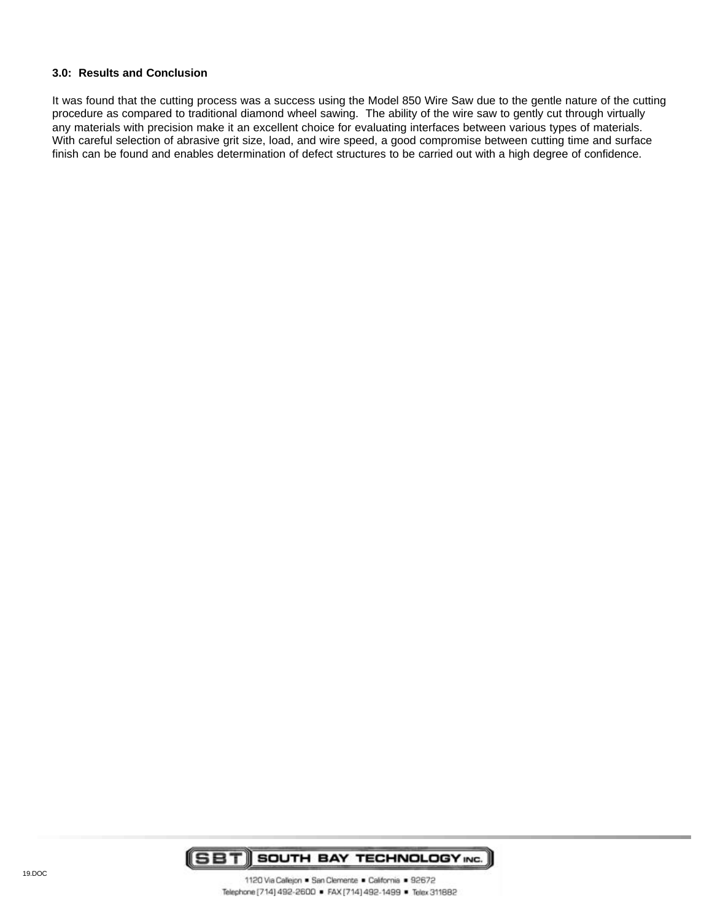### 3.0: Results and Conclusion

It was found that the cutting process was a success using the Model 850 Wire Saw due to the gentle nature of the cutting procedure as compared to traditional diamond wheel sawing. The ability of the wire saw to gently cut through virtually any materials with precision make it an excellent choice for evaluating interfaces between various types of materials. With careful selection of abrasive grit size, load, and wire speed, a good compromise between cutting time and surface finish can be found and enables determination of defect structures to be carried out with a high degree of confidence.